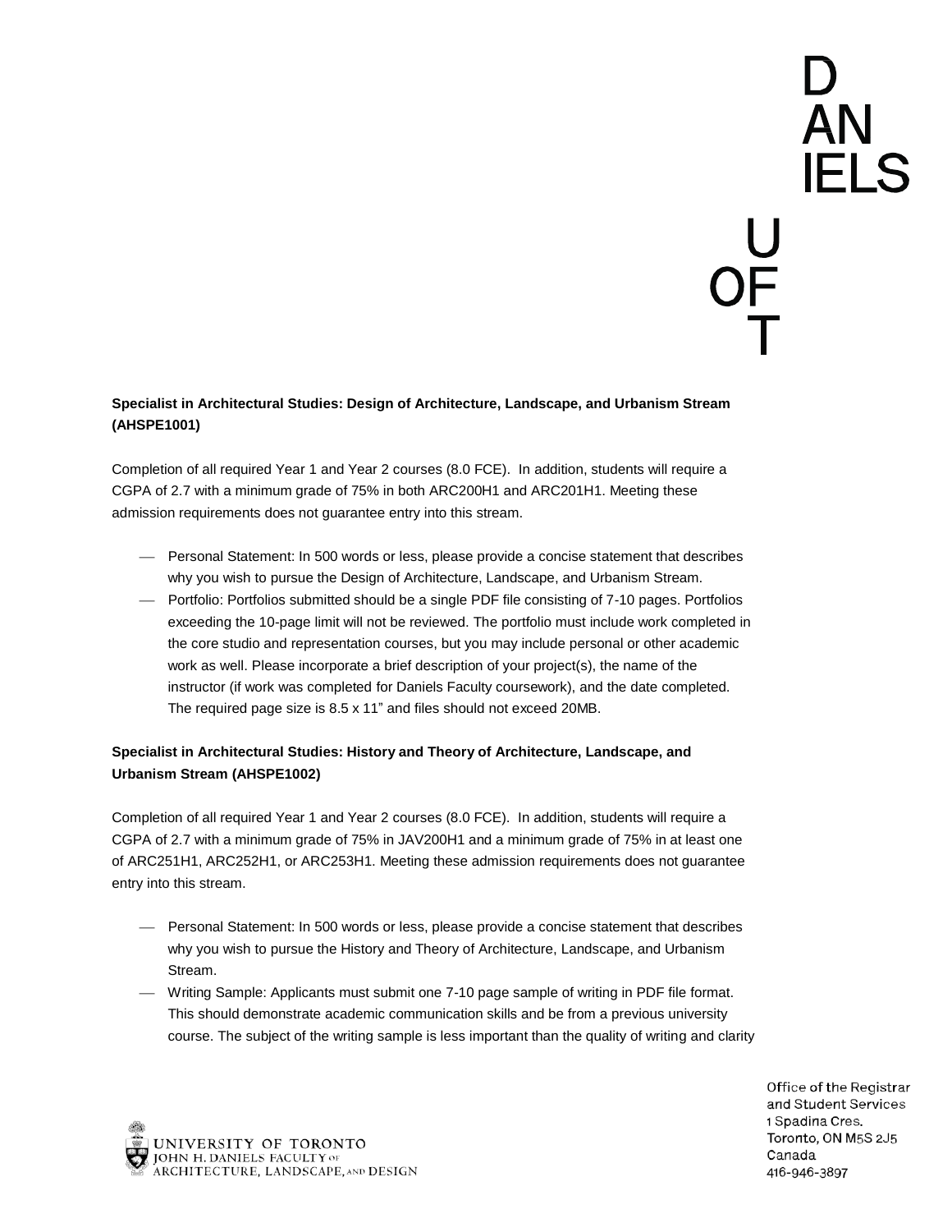**Specialist in Architectural Studies: Design of Architecture, Landscape, and Urbanism Stream (AHSPE1001)**

Completion of all required Year 1 and Year 2 courses (8.0 FCE). In addition, students will require a CGPA of 2.7 with a minimum grade of 75% in both ARC200H1 and ARC201H1. Meeting these admission requirements does not guarantee entry into this stream.

- Personal Statement: In 500 words or less, please provide a concise statement that describes why you wish to pursue the Design of Architecture, Landscape, and Urbanism Stream.
- Portfolio: Portfolios submitted should be a single PDF file consisting of 7-10 pages. Portfolios exceeding the 10-page limit will not be reviewed. The portfolio must include work completed in the core studio and representation courses, but you may include personal or other academic work as well. Please incorporate a brief description of your project(s), the name of the instructor (if work was completed for Daniels Faculty coursework), and the date completed. The required page size is 8.5 x 11" and files should not exceed 20MB.

**Specialist in Architectural Studies: History and Theory of Architecture, Landscape, and Urbanism Stream (AHSPE1002)**

Completion of all required Year 1 and Year 2 courses (8.0 FCE). In addition, students will require a CGPA of 2.7 with a minimum grade of 75% in JAV200H1 and a minimum grade of 75% in at least one of ARC251H1, ARC252H1, or ARC253H1. Meeting these admission requirements does not guarantee entry into this stream.

- Personal Statement: In 500 words or less, please provide a concise statement that describes why you wish to pursue the History and Theory of Architecture, Landscape, and Urbanism Stream.
- Writing Sample: Applicants must submit one 7-10 page sample of writing in PDF file format. This should demonstrate academic communication skills and be from a previous university course. The subject of the writing sample is less important than the quality of writing and clarity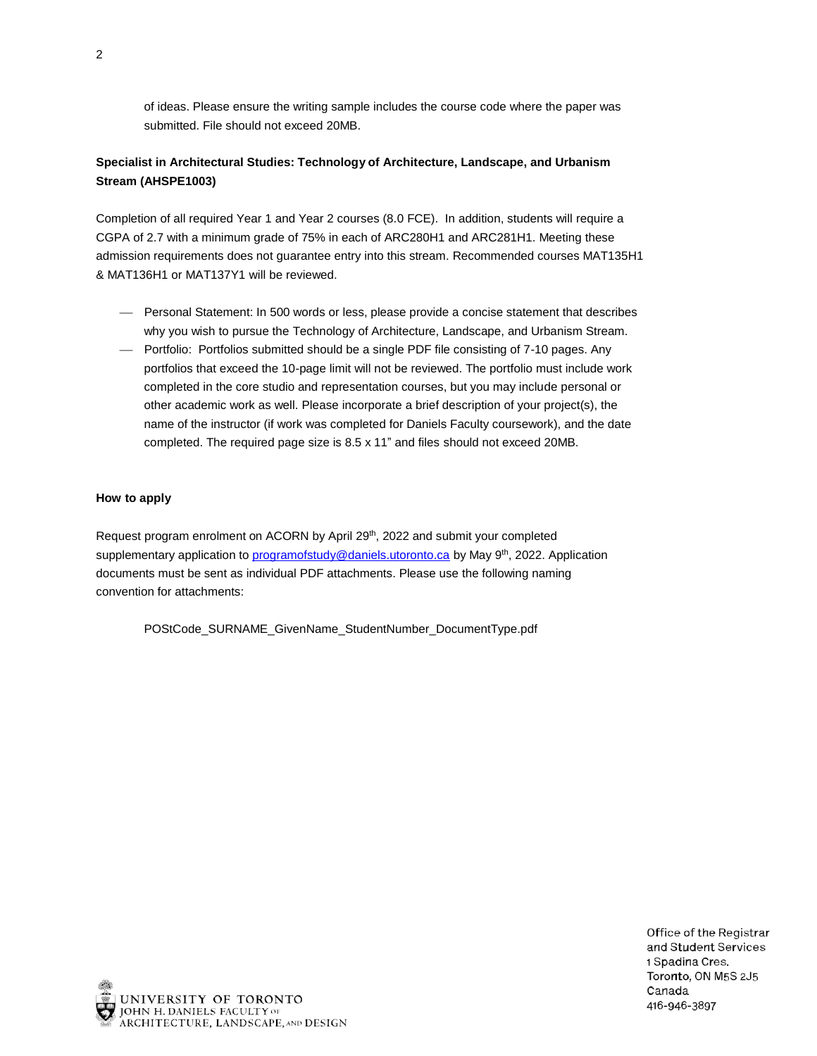of ideas. Please ensure the writing sample includes the course code where the paper was submitted. File should not exceed 20MB.

**Specialist in Architectural Studies: Technology of Architecture, Landscape, and Urbanism Stream (AHSPE1003)**

Completion of all required Year 1 and Year 2 courses (8.0 FCE). In addition, students will require a CGPA of 2.7 with a minimum grade of 75% in each of ARC280H1 and ARC281H1. Meeting these admission requirements does not guarantee entry into this stream. Recommended courses MAT135H1 & MAT136H1 or MAT137Y1 will be reviewed.

- Personal Statement: In 500 words or less, please provide a concise statement that describes why you wish to pursue the Technology of Architecture, Landscape, and Urbanism Stream.
- Portfolio: Portfolios submitted should be a single PDF file consisting of 7-10 pages. Any portfolios that exceed the 10-page limit will not be reviewed. The portfolio must include work completed in the core studio and representation courses, but you may include personal or other academic work as well. Please incorporate a brief description of your project(s), the name of the instructor (if work was completed for Daniels Faculty coursework), and the date completed. The required page size is 8.5 x 11" and files should not exceed 20MB.

**How to apply**

Request program enrolment on ACORN by April 29th, 2022 and submit your completed supplementary application to programofstudy@daniels.utoronto.ca by May 9th, 2022. Application documents must be sent as individual PDF attachments. Please use the following naming convention for attachments:

POStCode_SURNAME_GivenName_StudentNumber_DocumentType.pdf

Office of the Registrar and Student Services
1 Spadina Cres.
Toronto, ON M5S 2J5
Canada
416-946-3897

UNIVERSITY OF TORONTO
JOHN H. DANIELS FACULTY OF ARCHITECTURE, LANDSCAPE, AND DESIGN